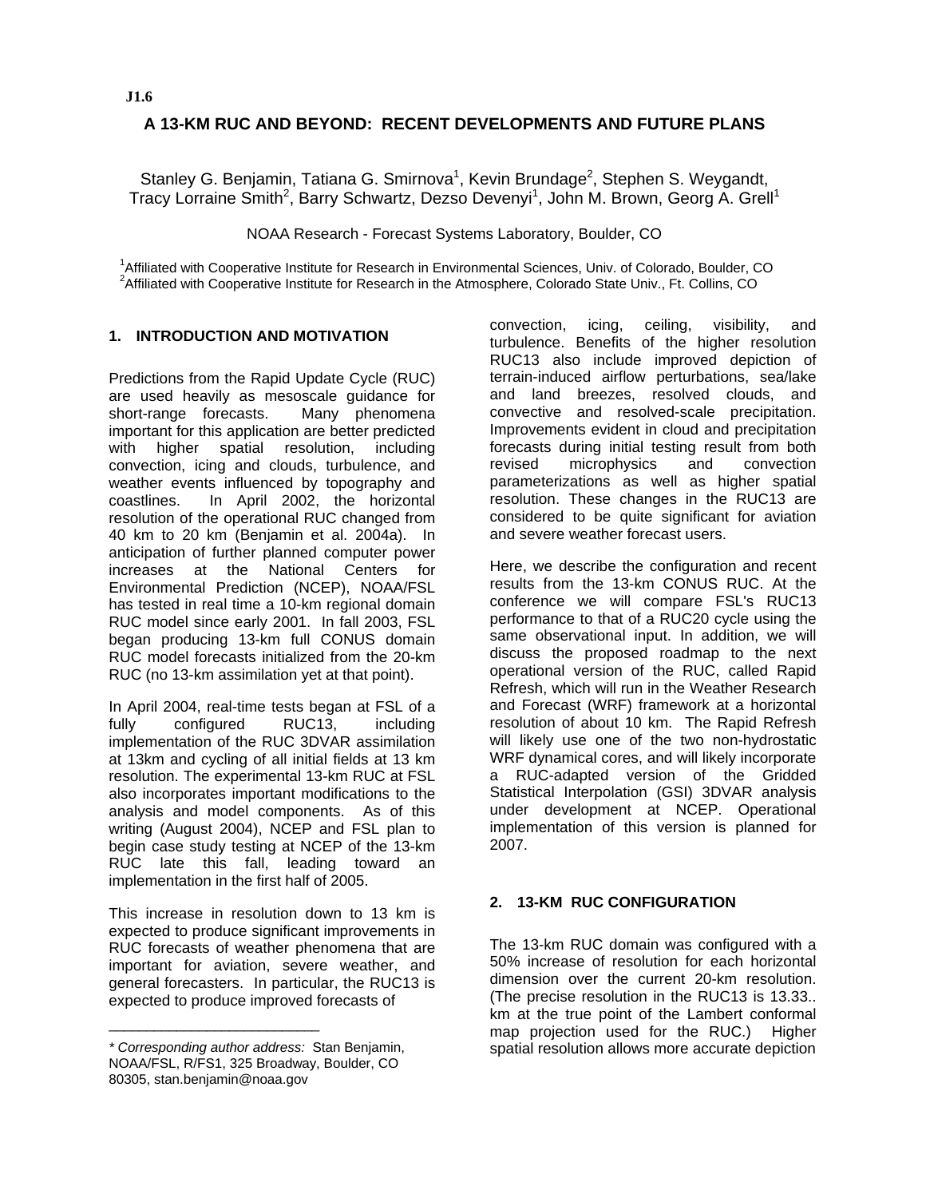J1.6

# A 13-KM RUC AND BEYOND: RECENT DEVELOPMENTS AND FUTURE PLANS

Stanley G. Benjamin, Tatiana G. Smirnova[1], Kevin Brundage[2], Stephen S. Weygandt, Tracy Lorraine Smith[2], Barry Schwartz, Dezso Devenyi[1], John M. Brown, Georg A. Grell[1]

NOAA Research - Forecast Systems Laboratory, Boulder, CO

[1]Affiliated with Cooperative Institute for Research in Environmental Sciences, Univ. of Colorado, Boulder, CO
[2]Affiliated with Cooperative Institute for Research in the Atmosphere, Colorado State Univ., Ft. Collins, CO

## 1. INTRODUCTION AND MOTIVATION

Predictions from the Rapid Update Cycle (RUC) are used heavily as mesoscale guidance for short-range forecasts. Many phenomena important for this application are better predicted with higher spatial resolution, including convection, icing and clouds, turbulence, and weather events influenced by topography and coastlines. In April 2002, the horizontal resolution of the operational RUC changed from 40 km to 20 km (Benjamin et al. 2004a). In anticipation of further planned computer power increases at the National Centers for Environmental Prediction (NCEP), NOAA/FSL has tested in real time a 10-km regional domain RUC model since early 2001. In fall 2003, FSL began producing 13-km full CONUS domain RUC model forecasts initialized from the 20-km RUC (no 13-km assimilation yet at that point).

In April 2004, real-time tests began at FSL of a fully configured RUC13, including implementation of the RUC 3DVAR assimilation at 13km and cycling of all initial fields at 13 km resolution. The experimental 13-km RUC at FSL also incorporates important modifications to the analysis and model components. As of this writing (August 2004), NCEP and FSL plan to begin case study testing at NCEP of the 13-km RUC late this fall, leading toward an implementation in the first half of 2005.

This increase in resolution down to 13 km is expected to produce significant improvements in RUC forecasts of weather phenomena that are important for aviation, severe weather, and general forecasters. In particular, the RUC13 is expected to produce improved forecasts of convection, icing, ceiling, visibility, and turbulence. Benefits of the higher resolution RUC13 also include improved depiction of terrain-induced airflow perturbations, sea/lake and land breezes, resolved clouds, and convective and resolved-scale precipitation. Improvements evident in cloud and precipitation forecasts during initial testing result from both revised microphysics and convection parameterizations as well as higher spatial resolution. These changes in the RUC13 are considered to be quite significant for aviation and severe weather forecast users.

Here, we describe the configuration and recent results from the 13-km CONUS RUC. At the conference we will compare FSL's RUC13 performance to that of a RUC20 cycle using the same observational input. In addition, we will discuss the proposed roadmap to the next operational version of the RUC, called Rapid Refresh, which will run in the Weather Research and Forecast (WRF) framework at a horizontal resolution of about 10 km. The Rapid Refresh will likely use one of the two non-hydrostatic WRF dynamical cores, and will likely incorporate a RUC-adapted version of the Gridded Statistical Interpolation (GSI) 3DVAR analysis under development at NCEP. Operational implementation of this version is planned for 2007.

## 2. 13-KM RUC CONFIGURATION

The 13-km RUC domain was configured with a 50% increase of resolution for each horizontal dimension over the current 20-km resolution. (The precise resolution in the RUC13 is 13.33.. km at the true point of the Lambert conformal map projection used for the RUC.) Higher spatial resolution allows more accurate depiction

---

*\* Corresponding author address:* Stan Benjamin, NOAA/FSL, R/FS1, 325 Broadway, Boulder, CO 80305, stan.benjamin@noaa.gov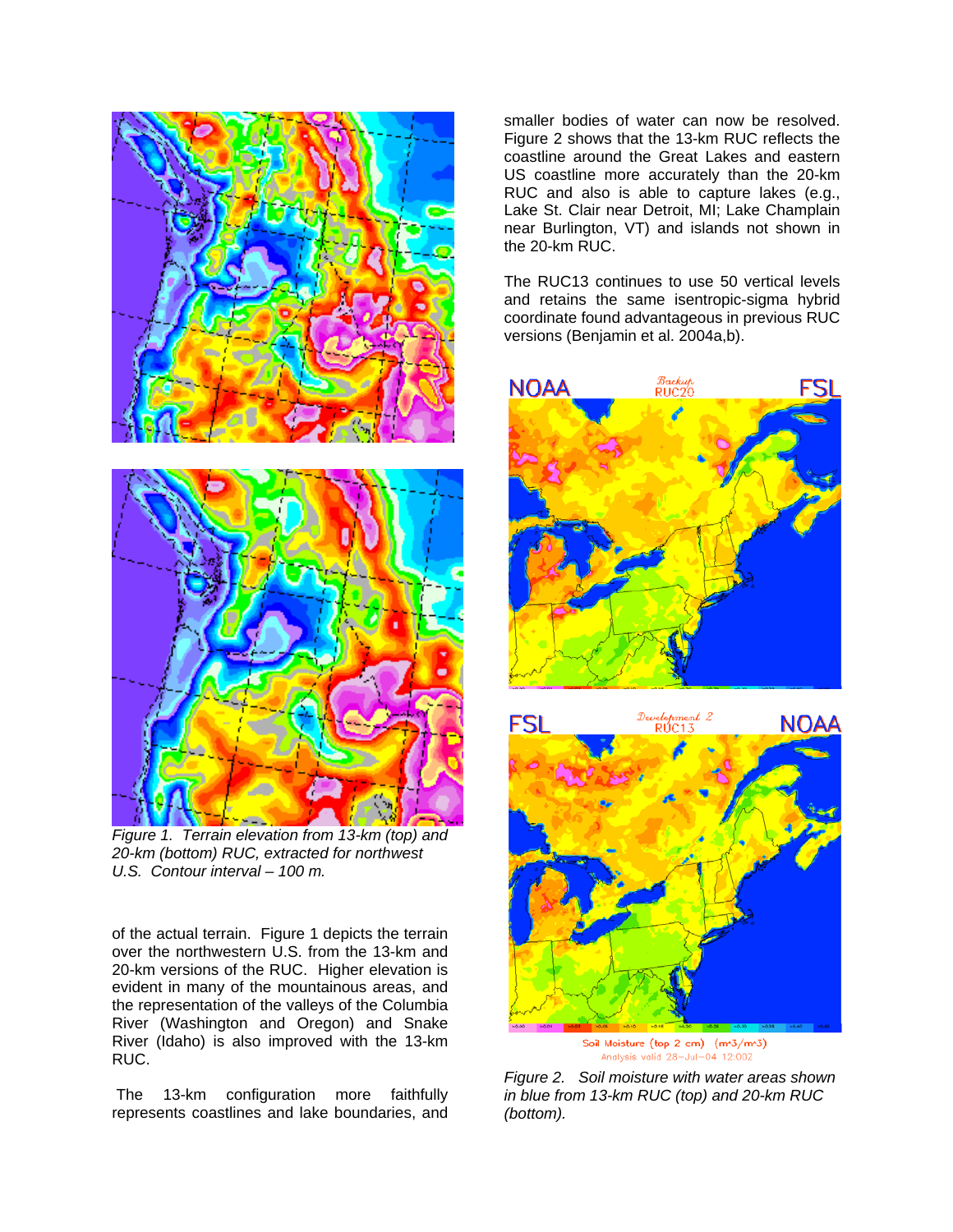*Figure 1. Terrain elevation from 13-km (top) and 20-km (bottom) RUC, extracted for northwest U.S. Contour interval – 100 m.*

of the actual terrain. Figure 1 depicts the terrain over the northwestern U.S. from the 13-km and 20-km versions of the RUC. Higher elevation is evident in many of the mountainous areas, and the representation of the valleys of the Columbia River (Washington and Oregon) and Snake River (Idaho) is also improved with the 13-km RUC.

The 13-km configuration more faithfully represents coastlines and lake boundaries, and smaller bodies of water can now be resolved. Figure 2 shows that the 13-km RUC reflects the coastline around the Great Lakes and eastern US coastline more accurately than the 20-km RUC and also is able to capture lakes (e.g., Lake St. Clair near Detroit, MI; Lake Champlain near Burlington, VT) and islands not shown in the 20-km RUC.

The RUC13 continues to use 50 vertical levels and retains the same isentropic-sigma hybrid coordinate found advantageous in previous RUC versions (Benjamin et al. 2004a,b).

*Figure 2. Soil moisture with water areas shown in blue from 13-km RUC (top) and 20-km RUC (bottom).*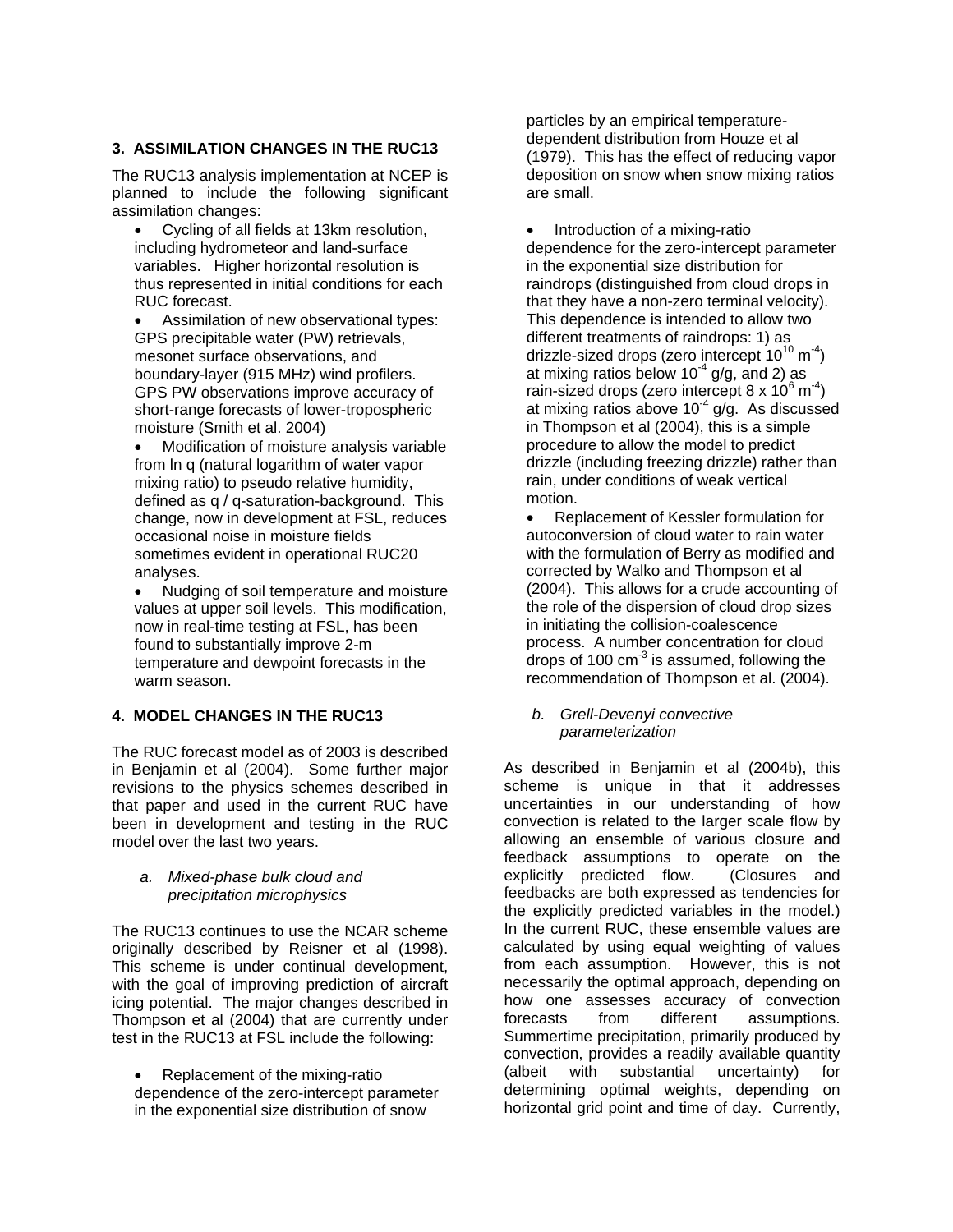## 3. ASSIMILATION CHANGES IN THE RUC13

The RUC13 analysis implementation at NCEP is planned to include the following significant assimilation changes:

- Cycling of all fields at 13km resolution, including hydrometeor and land-surface variables. Higher horizontal resolution is thus represented in initial conditions for each RUC forecast.
- Assimilation of new observational types: GPS precipitable water (PW) retrievals, mesonet surface observations, and boundary-layer (915 MHz) wind profilers. GPS PW observations improve accuracy of short-range forecasts of lower-tropospheric moisture (Smith et al. 2004)
- Modification of moisture analysis variable from ln q (natural logarithm of water vapor mixing ratio) to pseudo relative humidity, defined as q / q-saturation-background. This change, now in development at FSL, reduces occasional noise in moisture fields sometimes evident in operational RUC20 analyses.
- Nudging of soil temperature and moisture values at upper soil levels. This modification, now in real-time testing at FSL, has been found to substantially improve 2-m temperature and dewpoint forecasts in the warm season.

## 4. MODEL CHANGES IN THE RUC13

The RUC forecast model as of 2003 is described in Benjamin et al (2004). Some further major revisions to the physics schemes described in that paper and used in the current RUC have been in development and testing in the RUC model over the last two years.

### *a. Mixed-phase bulk cloud and precipitation microphysics*

The RUC13 continues to use the NCAR scheme originally described by Reisner et al (1998). This scheme is under continual development, with the goal of improving prediction of aircraft icing potential. The major changes described in Thompson et al (2004) that are currently under test in the RUC13 at FSL include the following:

- Replacement of the mixing-ratio dependence of the zero-intercept parameter in the exponential size distribution of snow particles by an empirical temperature-dependent distribution from Houze et al (1979). This has the effect of reducing vapor deposition on snow when snow mixing ratios are small.
- Introduction of a mixing-ratio dependence for the zero-intercept parameter in the exponential size distribution for raindrops (distinguished from cloud drops in that they have a non-zero terminal velocity). This dependence is intended to allow two different treatments of raindrops: 1) as drizzle-sized drops (zero intercept $10^{10}$ $m^{-4}$) at mixing ratios below $10^{-4}$ g/g, and 2) as rain-sized drops (zero intercept $8 \times 10^{6}$ $m^{-4}$) at mixing ratios above $10^{-4}$ g/g. As discussed in Thompson et al (2004), this is a simple procedure to allow the model to predict drizzle (including freezing drizzle) rather than rain, under conditions of weak vertical motion.
- Replacement of Kessler formulation for autoconversion of cloud water to rain water with the formulation of Berry as modified and corrected by Walko and Thompson et al (2004). This allows for a crude accounting of the role of the dispersion of cloud drop sizes in initiating the collision-coalescence process. A number concentration for cloud drops of 100 $cm^{-3}$ is assumed, following the recommendation of Thompson et al. (2004).

### *b. Grell-Devenyi convective parameterization*

As described in Benjamin et al (2004b), this scheme is unique in that it addresses uncertainties in our understanding of how convection is related to the larger scale flow by allowing an ensemble of various closure and feedback assumptions to operate on the explicitly predicted flow. (Closures and feedbacks are both expressed as tendencies for the explicitly predicted variables in the model.) In the current RUC, these ensemble values are calculated by using equal weighting of values from each assumption. However, this is not necessarily the optimal approach, depending on how one assesses accuracy of convection forecasts from different assumptions. Summertime precipitation, primarily produced by convection, provides a readily available quantity (albeit with substantial uncertainty) for determining optimal weights, depending on horizontal grid point and time of day. Currently,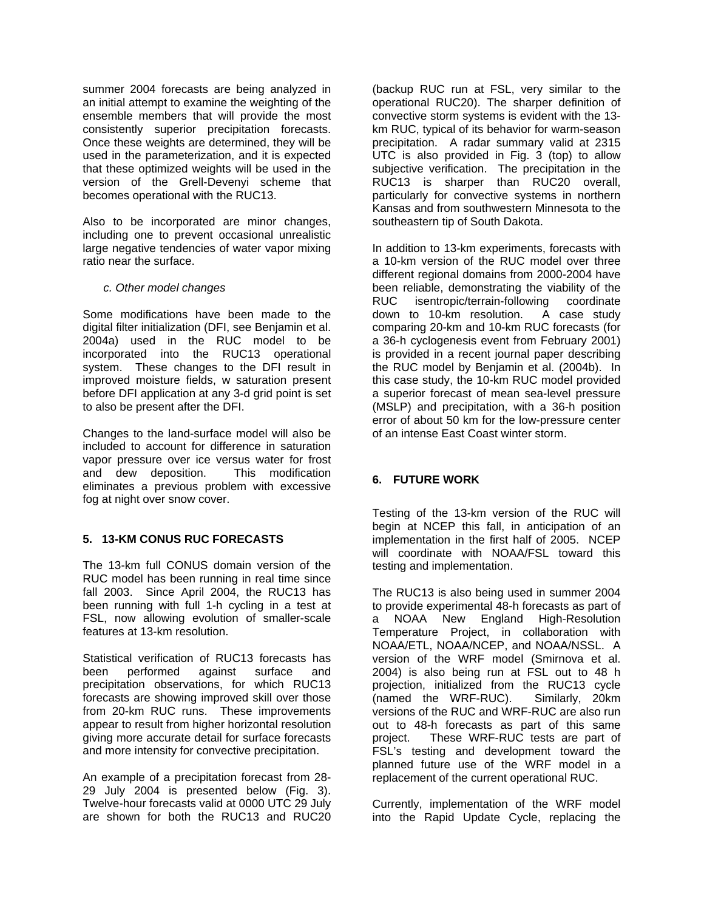summer 2004 forecasts are being analyzed in an initial attempt to examine the weighting of the ensemble members that will provide the most consistently superior precipitation forecasts. Once these weights are determined, they will be used in the parameterization, and it is expected that these optimized weights will be used in the version of the Grell-Devenyi scheme that becomes operational with the RUC13.

Also to be incorporated are minor changes, including one to prevent occasional unrealistic large negative tendencies of water vapor mixing ratio near the surface.

### *c. Other model changes*

Some modifications have been made to the digital filter initialization (DFI, see Benjamin et al. 2004a) used in the RUC model to be incorporated into the RUC13 operational system. These changes to the DFI result in improved moisture fields, w saturation present before DFI application at any 3-d grid point is set to also be present after the DFI.

Changes to the land-surface model will also be included to account for difference in saturation vapor pressure over ice versus water for frost and dew deposition. This modification eliminates a previous problem with excessive fog at night over snow cover.

## 5. 13-KM CONUS RUC FORECASTS

The 13-km full CONUS domain version of the RUC model has been running in real time since fall 2003. Since April 2004, the RUC13 has been running with full 1-h cycling in a test at FSL, now allowing evolution of smaller-scale features at 13-km resolution.

Statistical verification of RUC13 forecasts has been performed against surface and precipitation observations, for which RUC13 forecasts are showing improved skill over those from 20-km RUC runs. These improvements appear to result from higher horizontal resolution giving more accurate detail for surface forecasts and more intensity for convective precipitation.

An example of a precipitation forecast from 28-29 July 2004 is presented below (Fig. 3). Twelve-hour forecasts valid at 0000 UTC 29 July are shown for both the RUC13 and RUC20 (backup RUC run at FSL, very similar to the operational RUC20). The sharper definition of convective storm systems is evident with the 13-km RUC, typical of its behavior for warm-season precipitation. A radar summary valid at 2315 UTC is also provided in Fig. 3 (top) to allow subjective verification. The precipitation in the RUC13 is sharper than RUC20 overall, particularly for convective systems in northern Kansas and from southwestern Minnesota to the southeastern tip of South Dakota.

In addition to 13-km experiments, forecasts with a 10-km version of the RUC model over three different regional domains from 2000-2004 have been reliable, demonstrating the viability of the RUC isentropic/terrain-following coordinate down to 10-km resolution. A case study comparing 20-km and 10-km RUC forecasts (for a 36-h cyclogenesis event from February 2001) is provided in a recent journal paper describing the RUC model by Benjamin et al. (2004b). In this case study, the 10-km RUC model provided a superior forecast of mean sea-level pressure (MSLP) and precipitation, with a 36-h position error of about 50 km for the low-pressure center of an intense East Coast winter storm.

## 6. FUTURE WORK

Testing of the 13-km version of the RUC will begin at NCEP this fall, in anticipation of an implementation in the first half of 2005. NCEP will coordinate with NOAA/FSL toward this testing and implementation.

The RUC13 is also being used in summer 2004 to provide experimental 48-h forecasts as part of a NOAA New England High-Resolution Temperature Project, in collaboration with NOAA/ETL, NOAA/NCEP, and NOAA/NSSL. A version of the WRF model (Smirnova et al. 2004) is also being run at FSL out to 48 h projection, initialized from the RUC13 cycle (named the WRF-RUC). Similarly, 20km versions of the RUC and WRF-RUC are also run out to 48-h forecasts as part of this same project. These WRF-RUC tests are part of FSL's testing and development toward the planned future use of the WRF model in a replacement of the current operational RUC.

Currently, implementation of the WRF model into the Rapid Update Cycle, replacing the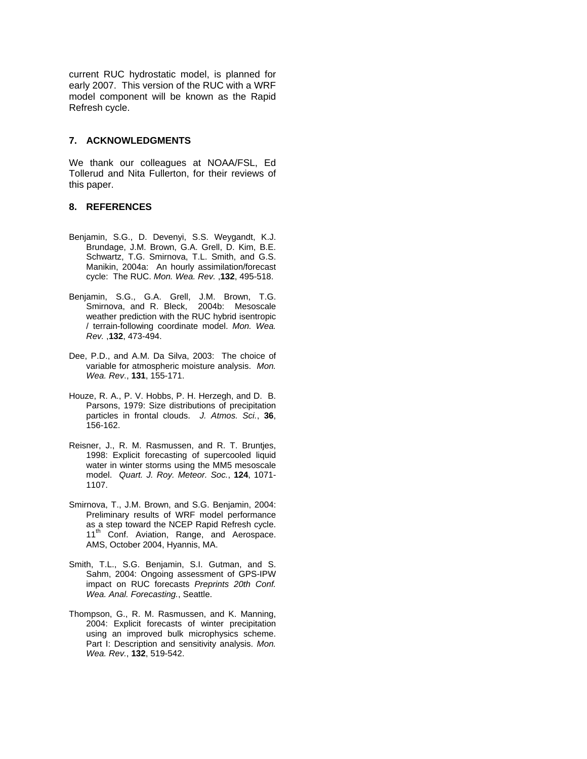current RUC hydrostatic model, is planned for early 2007. This version of the RUC with a WRF model component will be known as the Rapid Refresh cycle.

## 7. ACKNOWLEDGMENTS

We thank our colleagues at NOAA/FSL, Ed Tollerud and Nita Fullerton, for their reviews of this paper.

## 8. REFERENCES

Benjamin, S.G., D. Devenyi, S.S. Weygandt, K.J. Brundage, J.M. Brown, G.A. Grell, D. Kim, B.E. Schwartz, T.G. Smirnova, T.L. Smith, and G.S. Manikin, 2004a: An hourly assimilation/forecast cycle: The RUC. *Mon. Wea. Rev.* ,**132**, 495-518.

Benjamin, S.G., G.A. Grell, J.M. Brown, T.G. Smirnova, and R. Bleck, 2004b: Mesoscale weather prediction with the RUC hybrid isentropic / terrain-following coordinate model. *Mon. Wea. Rev.* ,**132**, 473-494.

Dee, P.D., and A.M. Da Silva, 2003: The choice of variable for atmospheric moisture analysis. *Mon. Wea. Rev*., **131**, 155-171.

Houze, R. A., P. V. Hobbs, P. H. Herzegh, and D. B. Parsons, 1979: Size distributions of precipitation particles in frontal clouds. *J. Atmos. Sci.*, **36**, 156-162.

Reisner, J., R. M. Rasmussen, and R. T. Bruntjes, 1998: Explicit forecasting of supercooled liquid water in winter storms using the MM5 mesoscale model. *Quart. J. Roy. Meteor. Soc.*, **124**, 1071-1107.

Smirnova, T., J.M. Brown, and S.G. Benjamin, 2004: Preliminary results of WRF model performance as a step toward the NCEP Rapid Refresh cycle. 11th Conf. Aviation, Range, and Aerospace. AMS, October 2004, Hyannis, MA.

Smith, T.L., S.G. Benjamin, S.I. Gutman, and S. Sahm, 2004: Ongoing assessment of GPS-IPW impact on RUC forecasts *Preprints 20th Conf. Wea. Anal. Forecasting.*, Seattle.

Thompson, G., R. M. Rasmussen, and K. Manning, 2004: Explicit forecasts of winter precipitation using an improved bulk microphysics scheme. Part I: Description and sensitivity analysis. *Mon. Wea. Rev.*, **132**, 519-542.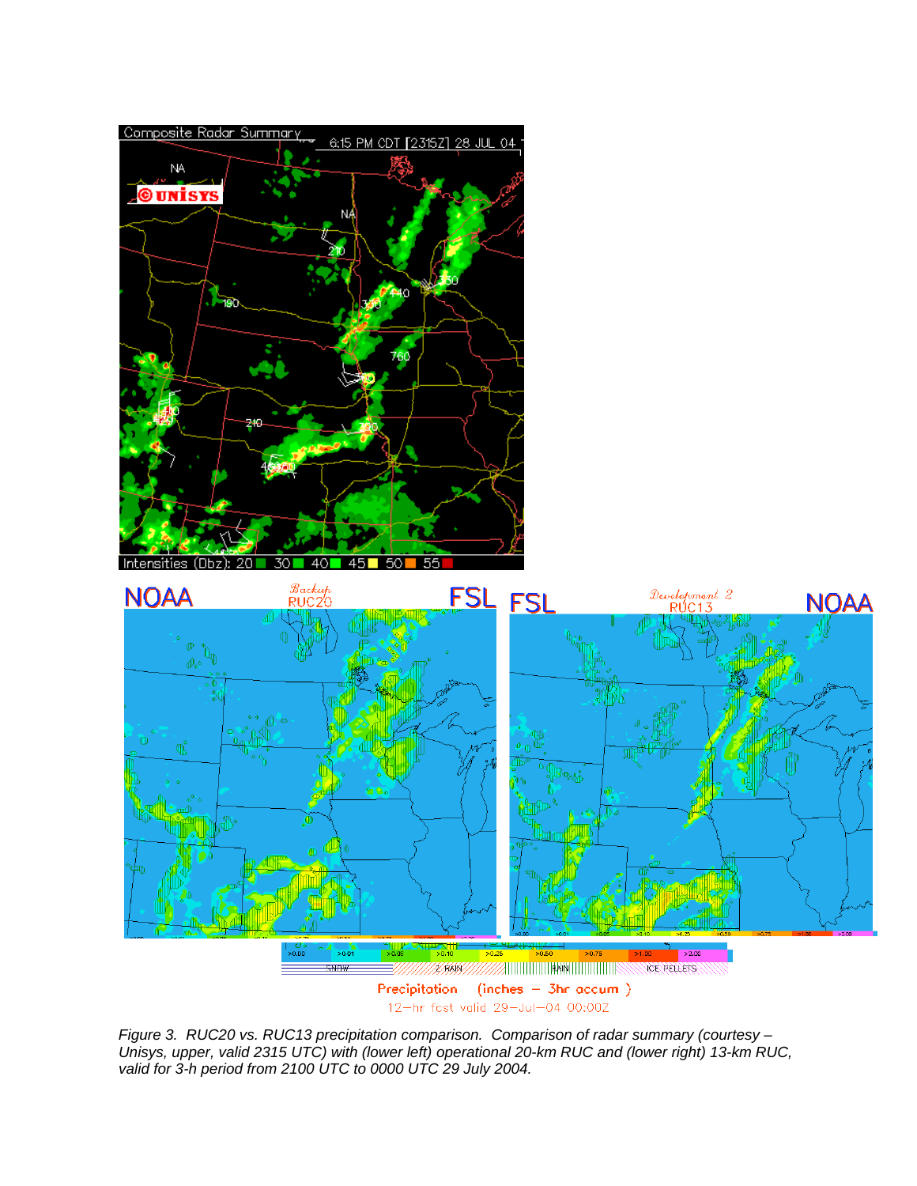Composite Radar Summary

6:15 PM CDT [2315Z] 28 JUL 04

UNISYS

Intensities (Dbz): 20 30 40 45 50 55

NOAA Backup RUC20 FSL

FSL Development 2 RUC13 NOAA

Precipitation (inches – 3hr accum)

12-hr fcst valid 29-Jul-04 00:00Z

*Figure 3. RUC20 vs. RUC13 precipitation comparison. Comparison of radar summary (courtesy – Unisys, upper, valid 2315 UTC) with (lower left) operational 20-km RUC and (lower right) 13-km RUC, valid for 3-h period from 2100 UTC to 0000 UTC 29 July 2004.*